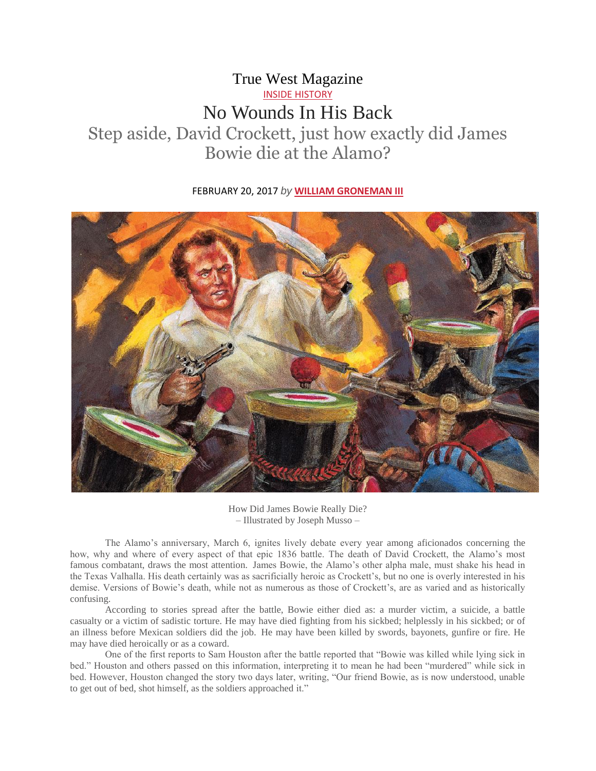True West Magazine

INSIDE HISTORY

# No Wounds In His Back

## Step aside, David Crockett, just how exactly did James Bowie die at the Alamo?

FEBRUARY 20, 2017 *by* **WILLIAM GRONEMAN III**

How Did James Bowie Really Die?
– Illustrated by Joseph Musso –

The Alamo's anniversary, March 6, ignites lively debate every year among aficionados concerning the how, why and where of every aspect of that epic 1836 battle. The death of David Crockett, the Alamo's most famous combatant, draws the most attention. James Bowie, the Alamo's other alpha male, must shake his head in the Texas Valhalla. His death certainly was as sacrificially heroic as Crockett's, but no one is overly interested in his demise. Versions of Bowie's death, while not as numerous as those of Crockett's, are as varied and as historically confusing.

According to stories spread after the battle, Bowie either died as: a murder victim, a suicide, a battle casualty or a victim of sadistic torture. He may have died fighting from his sickbed; helplessly in his sickbed; or of an illness before Mexican soldiers did the job. He may have been killed by swords, bayonets, gunfire or fire. He may have died heroically or as a coward.

One of the first reports to Sam Houston after the battle reported that "Bowie was killed while lying sick in bed." Houston and others passed on this information, interpreting it to mean he had been "murdered" while sick in bed. However, Houston changed the story two days later, writing, "Our friend Bowie, as is now understood, unable to get out of bed, shot himself, as the soldiers approached it."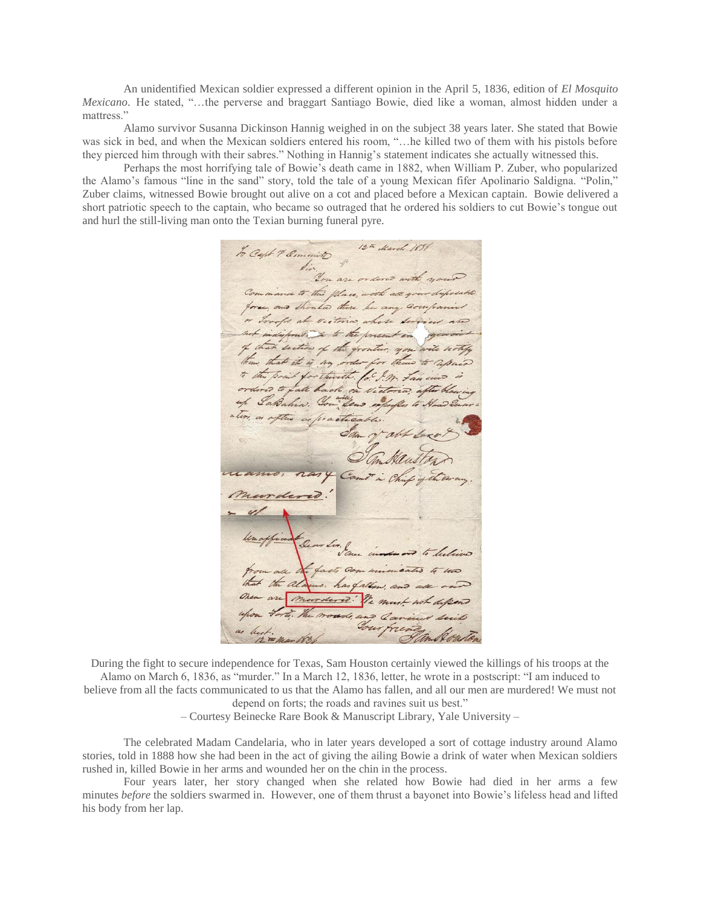An unidentified Mexican soldier expressed a different opinion in the April 5, 1836, edition of *El Mosquito Mexicano*. He stated, "…the perverse and braggart Santiago Bowie, died like a woman, almost hidden under a mattress."

Alamo survivor Susanna Dickinson Hannig weighed in on the subject 38 years later. She stated that Bowie was sick in bed, and when the Mexican soldiers entered his room, "…he killed two of them with his pistols before they pierced him through with their sabres." Nothing in Hannig's statement indicates she actually witnessed this.

Perhaps the most horrifying tale of Bowie's death came in 1882, when William P. Zuber, who popularized the Alamo's famous "line in the sand" story, told the tale of a young Mexican fifer Apolinario Saldigna. "Polin," Zuber claims, witnessed Bowie brought out alive on a cot and placed before a Mexican captain. Bowie delivered a short patriotic speech to the captain, who became so outraged that he ordered his soldiers to cut Bowie's tongue out and hurl the still-living man onto the Texian burning funeral pyre.

During the fight to secure independence for Texas, Sam Houston certainly viewed the killings of his troops at the Alamo on March 6, 1836, as "murder." In a March 12, 1836, letter, he wrote in a postscript: "I am induced to believe from all the facts communicated to us that the Alamo has fallen, and all our men are murdered! We must not depend on forts; the roads and ravines suit us best."

– Courtesy Beinecke Rare Book & Manuscript Library, Yale University –

The celebrated Madam Candelaria, who in later years developed a sort of cottage industry around Alamo stories, told in 1888 how she had been in the act of giving the ailing Bowie a drink of water when Mexican soldiers rushed in, killed Bowie in her arms and wounded her on the chin in the process.

Four years later, her story changed when she related how Bowie had died in her arms a few minutes *before* the soldiers swarmed in. However, one of them thrust a bayonet into Bowie's lifeless head and lifted his body from her lap.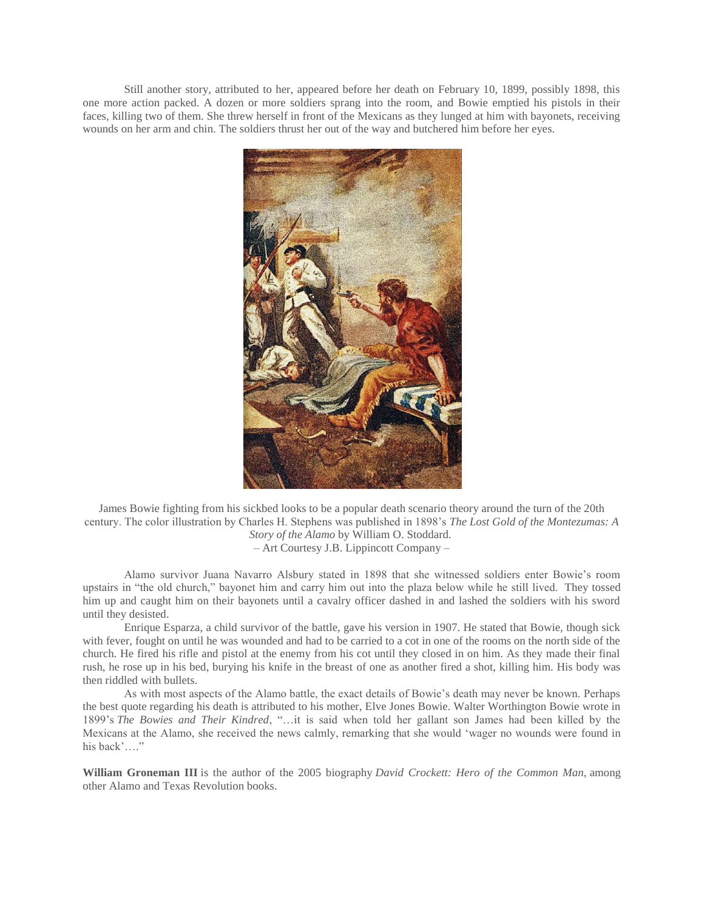Still another story, attributed to her, appeared before her death on February 10, 1899, possibly 1898, this one more action packed. A dozen or more soldiers sprang into the room, and Bowie emptied his pistols in their faces, killing two of them. She threw herself in front of the Mexicans as they lunged at him with bayonets, receiving wounds on her arm and chin. The soldiers thrust her out of the way and butchered him before her eyes.

James Bowie fighting from his sickbed looks to be a popular death scenario theory around the turn of the 20th century. The color illustration by Charles H. Stephens was published in 1898's *The Lost Gold of the Montezumas: A Story of the Alamo* by William O. Stoddard.
– Art Courtesy J.B. Lippincott Company –

Alamo survivor Juana Navarro Alsbury stated in 1898 that she witnessed soldiers enter Bowie's room upstairs in "the old church," bayonet him and carry him out into the plaza below while he still lived. They tossed him up and caught him on their bayonets until a cavalry officer dashed in and lashed the soldiers with his sword until they desisted.

Enrique Esparza, a child survivor of the battle, gave his version in 1907. He stated that Bowie, though sick with fever, fought on until he was wounded and had to be carried to a cot in one of the rooms on the north side of the church. He fired his rifle and pistol at the enemy from his cot until they closed in on him. As they made their final rush, he rose up in his bed, burying his knife in the breast of one as another fired a shot, killing him. His body was then riddled with bullets.

As with most aspects of the Alamo battle, the exact details of Bowie's death may never be known. Perhaps the best quote regarding his death is attributed to his mother, Elve Jones Bowie. Walter Worthington Bowie wrote in 1899's *The Bowies and Their Kindred*, "…it is said when told her gallant son James had been killed by the Mexicans at the Alamo, she received the news calmly, remarking that she would 'wager no wounds were found in his back'…."

**William Groneman III** is the author of the 2005 biography *David Crockett: Hero of the Common Man*, among other Alamo and Texas Revolution books.